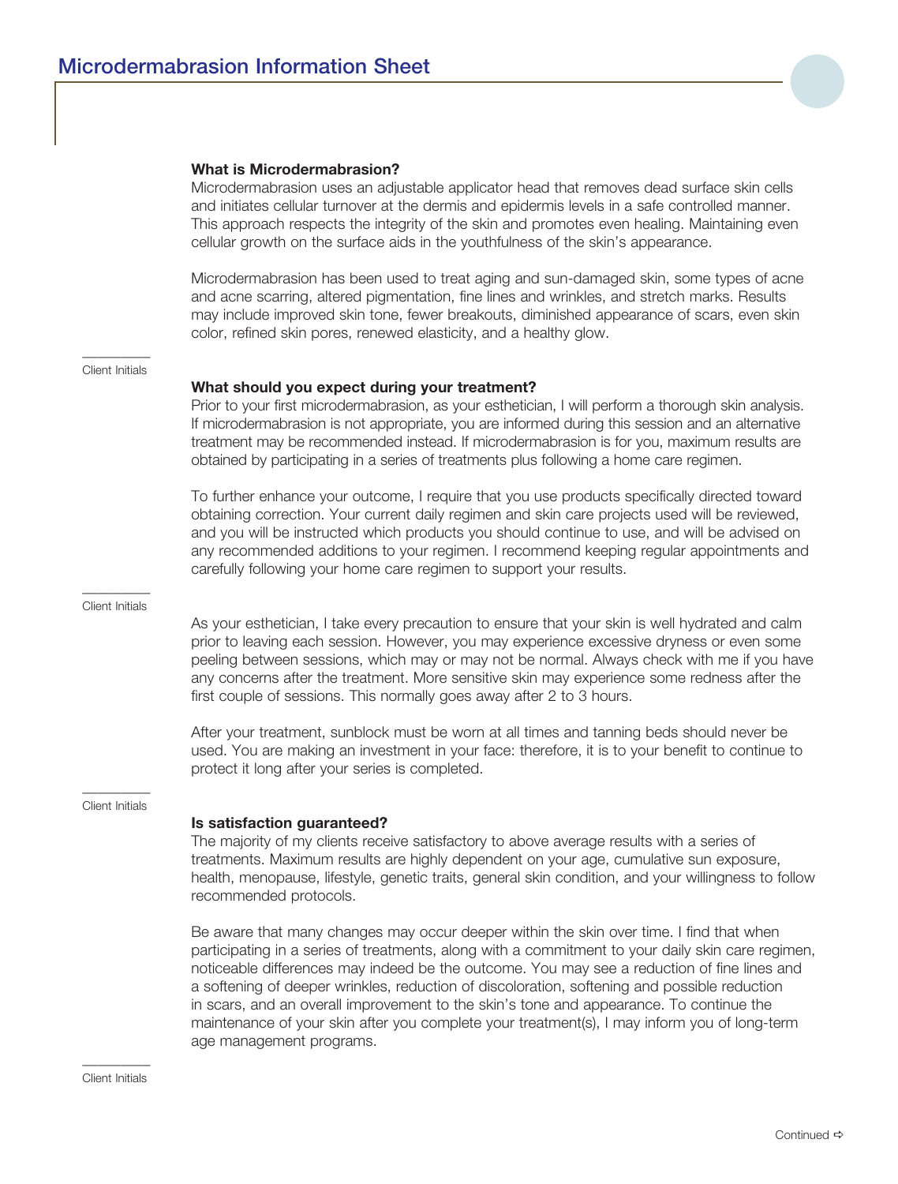# Microdermabrasion Information Sheet

**What is Microdermabrasion?**

Microdermabrasion uses an adjustable applicator head that removes dead surface skin cells and initiates cellular turnover at the dermis and epidermis levels in a safe controlled manner. This approach respects the integrity of the skin and promotes even healing. Maintaining even cellular growth on the surface aids in the youthfulness of the skin's appearance.

Microdermabrasion has been used to treat aging and sun-damaged skin, some types of acne and acne scarring, altered pigmentation, fine lines and wrinkles, and stretch marks. Results may include improved skin tone, fewer breakouts, diminished appearance of scars, even skin color, refined skin pores, renewed elasticity, and a healthy glow.

\_\_\_\_\_\_\_\_\_\_
Client Initials

**What should you expect during your treatment?**

Prior to your first microdermabrasion, as your esthetician, I will perform a thorough skin analysis. If microdermabrasion is not appropriate, you are informed during this session and an alternative treatment may be recommended instead. If microdermabrasion is for you, maximum results are obtained by participating in a series of treatments plus following a home care regimen.

To further enhance your outcome, I require that you use products specifically directed toward obtaining correction. Your current daily regimen and skin care projects used will be reviewed, and you will be instructed which products you should continue to use, and will be advised on any recommended additions to your regimen. I recommend keeping regular appointments and carefully following your home care regimen to support your results.

\_\_\_\_\_\_\_\_\_\_
Client Initials

As your esthetician, I take every precaution to ensure that your skin is well hydrated and calm prior to leaving each session. However, you may experience excessive dryness or even some peeling between sessions, which may or may not be normal. Always check with me if you have any concerns after the treatment. More sensitive skin may experience some redness after the first couple of sessions. This normally goes away after 2 to 3 hours.

After your treatment, sunblock must be worn at all times and tanning beds should never be used. You are making an investment in your face: therefore, it is to your benefit to continue to protect it long after your series is completed.

\_\_\_\_\_\_\_\_\_\_
Client Initials

**Is satisfaction guaranteed?**

The majority of my clients receive satisfactory to above average results with a series of treatments. Maximum results are highly dependent on your age, cumulative sun exposure, health, menopause, lifestyle, genetic traits, general skin condition, and your willingness to follow recommended protocols.

Be aware that many changes may occur deeper within the skin over time. I find that when participating in a series of treatments, along with a commitment to your daily skin care regimen, noticeable differences may indeed be the outcome. You may see a reduction of fine lines and a softening of deeper wrinkles, reduction of discoloration, softening and possible reduction in scars, and an overall improvement to the skin's tone and appearance. To continue the maintenance of your skin after you complete your treatment(s), I may inform you of long-term age management programs.

\_\_\_\_\_\_\_\_\_\_
Client Initials

Continued ➪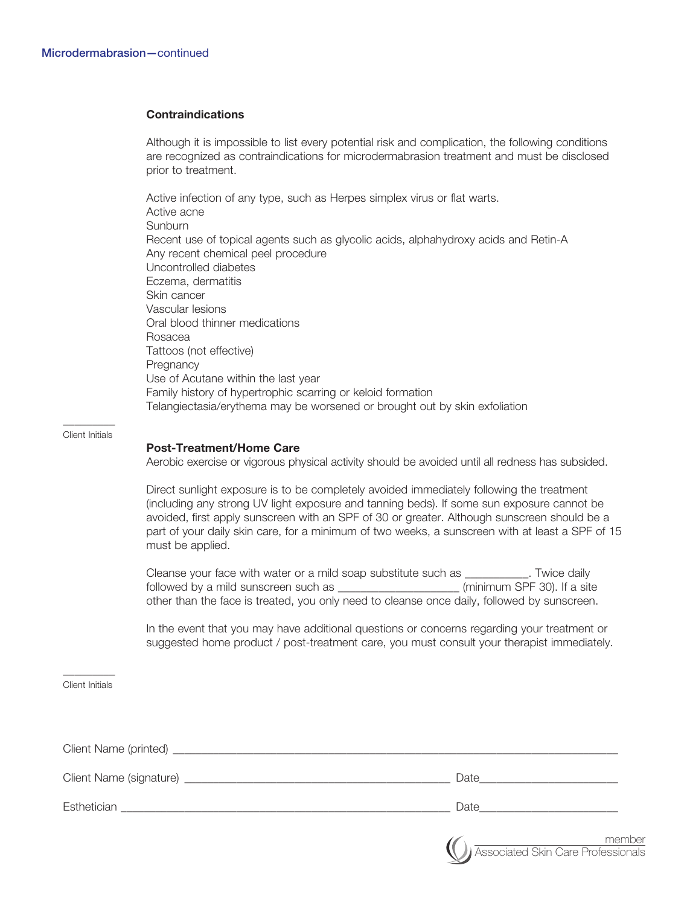Microdermabrasion—continued

### Contraindications

Although it is impossible to list every potential risk and complication, the following conditions are recognized as contraindications for microdermabrasion treatment and must be disclosed prior to treatment.

Active infection of any type, such as Herpes simplex virus or flat warts.
Active acne
Sunburn
Recent use of topical agents such as glycolic acids, alphahydroxy acids and Retin-A
Any recent chemical peel procedure
Uncontrolled diabetes
Eczema, dermatitis
Skin cancer
Vascular lesions
Oral blood thinner medications
Rosacea
Tattoos (not effective)
Pregnancy
Use of Acutane within the last year
Family history of hypertrophic scarring or keloid formation
Telangiectasia/erythema may be worsened or brought out by skin exfoliation

_________
Client Initials

### Post-Treatment/Home Care

Aerobic exercise or vigorous physical activity should be avoided until all redness has subsided.

Direct sunlight exposure is to be completely avoided immediately following the treatment (including any strong UV light exposure and tanning beds). If some sun exposure cannot be avoided, first apply sunscreen with an SPF of 30 or greater. Although sunscreen should be a part of your daily skin care, for a minimum of two weeks, a sunscreen with at least a SPF of 15 must be applied.

Cleanse your face with water or a mild soap substitute such as ___________. Twice daily followed by a mild sunscreen such as ____________________ (minimum SPF 30). If a site other than the face is treated, you only need to cleanse once daily, followed by sunscreen.

In the event that you may have additional questions or concerns regarding your treatment or suggested home product / post-treatment care, you must consult your therapist immediately.

_________
Client Initials

Client Name (printed) ______________________________________________________________

Client Name (signature) ____________________________________ Date____________________

Esthetician ____________________________________________ Date____________________

member
Associated Skin Care Professionals